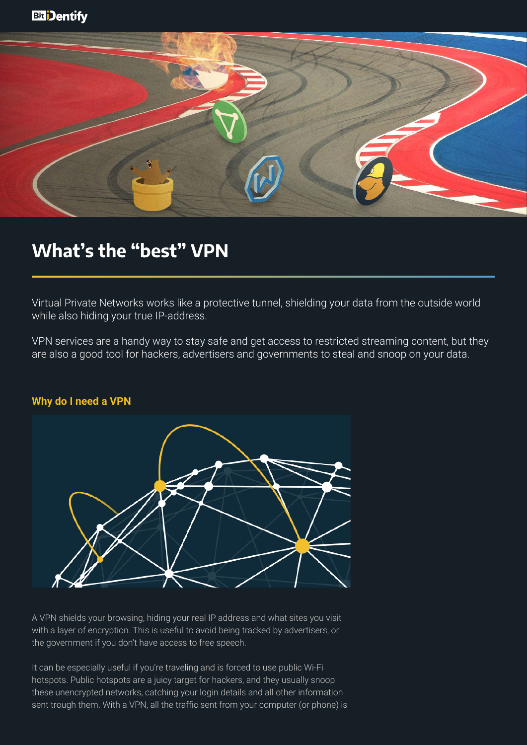# What's the "best" VPN

Virtual Private Networks works like a protective tunnel, shielding your data from the outside world while also hiding your true IP-address.

VPN services are a handy way to stay safe and get access to restricted streaming content, but they are also a good tool for hackers, advertisers and governments to steal and snoop on your data.

### Why do I need a VPN

A VPN shields your browsing, hiding your real IP address and what sites you visit with a layer of encryption. This is useful to avoid being tracked by advertisers, or the government if you don't have access to free speech.

It can be especially useful if you're traveling and is forced to use public Wi-Fi hotspots. Public hotspots are a juicy target for hackers, and they usually snoop these unencrypted networks, catching your login details and all other information sent trough them. With a VPN, all the traffic sent from your computer (or phone) is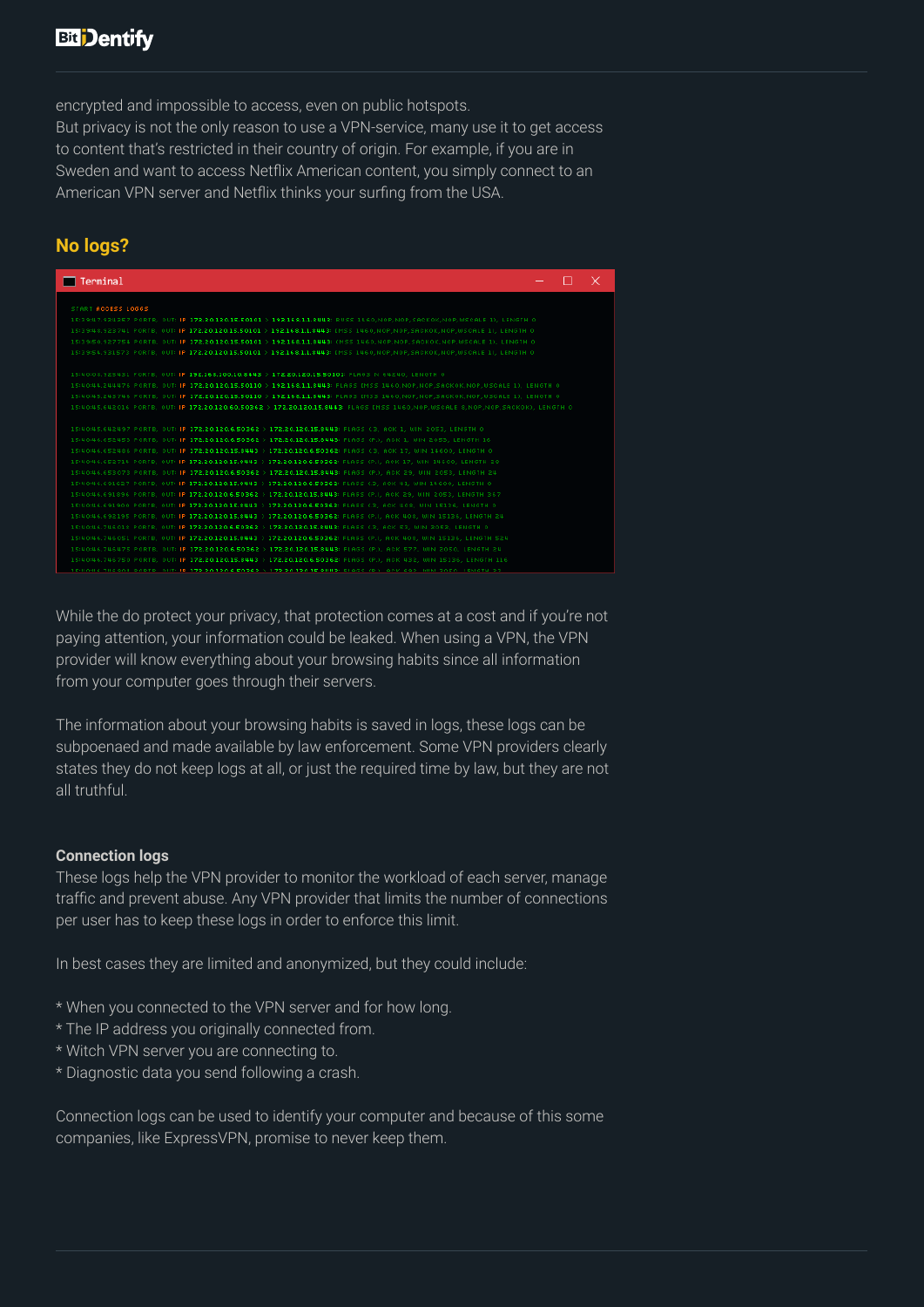encrypted and impossible to access, even on public hotspots.
But privacy is not the only reason to use a VPN-service, many use it to get access to content that's restricted in their country of origin. For example, if you are in Sweden and want to access Netflix American content, you simply connect to an American VPN server and Netflix thinks your surfing from the USA.

## No logs?

While the do protect your privacy, that protection comes at a cost and if you're not paying attention, your information could be leaked. When using a VPN, the VPN provider will know everything about your browsing habits since all information from your computer goes through their servers.

The information about your browsing habits is saved in logs, these logs can be subpoenaed and made available by law enforcement. Some VPN providers clearly states they do not keep logs at all, or just the required time by law, but they are not all truthful.

### Connection logs

These logs help the VPN provider to monitor the workload of each server, manage traffic and prevent abuse. Any VPN provider that limits the number of connections per user has to keep these logs in order to enforce this limit.

In best cases they are limited and anonymized, but they could include:

* When you connected to the VPN server and for how long.
* The IP address you originally connected from.
* Witch VPN server you are connecting to.
* Diagnostic data you send following a crash.

Connection logs can be used to identify your computer and because of this some companies, like ExpressVPN, promise to never keep them.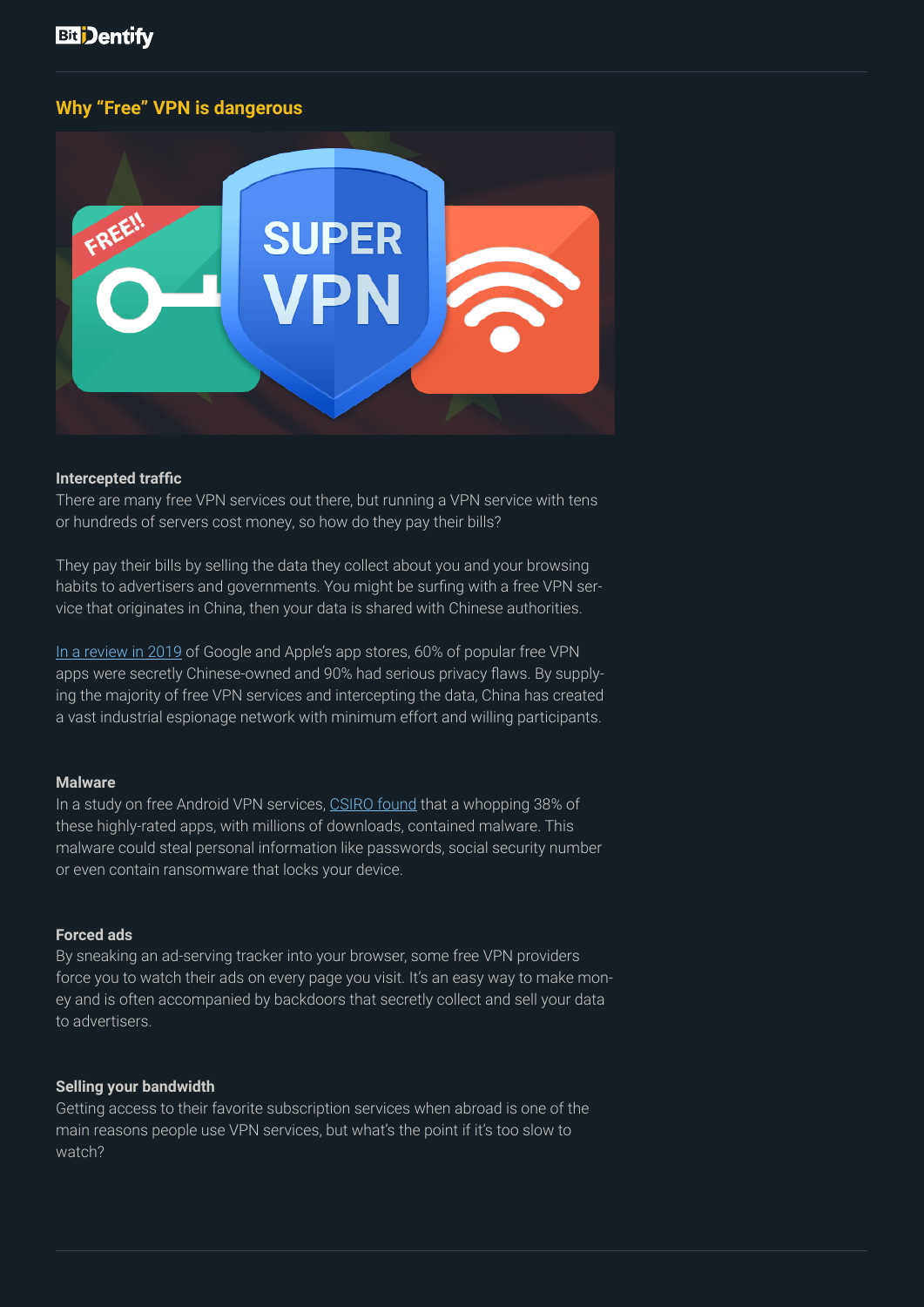## Why “Free” VPN is dangerous

**Intercepted traffic**

There are many free VPN services out there, but running a VPN service with tens or hundreds of servers cost money, so how do they pay their bills?

They pay their bills by selling the data they collect about you and your browsing habits to advertisers and governments. You might be surfing with a free VPN service that originates in China, then your data is shared with Chinese authorities.

In a review in 2019 of Google and Apple’s app stores, 60% of popular free VPN apps were secretly Chinese-owned and 90% had serious privacy flaws. By supplying the majority of free VPN services and intercepting the data, China has created a vast industrial espionage network with minimum effort and willing participants.

**Malware**

In a study on free Android VPN services, CSIRO found that a whopping 38% of these highly-rated apps, with millions of downloads, contained malware. This malware could steal personal information like passwords, social security number or even contain ransomware that locks your device.

**Forced ads**

By sneaking an ad-serving tracker into your browser, some free VPN providers force you to watch their ads on every page you visit. It’s an easy way to make money and is often accompanied by backdoors that secretly collect and sell your data to advertisers.

**Selling your bandwidth**

Getting access to their favorite subscription services when abroad is one of the main reasons people use VPN services, but what’s the point if it’s too slow to watch?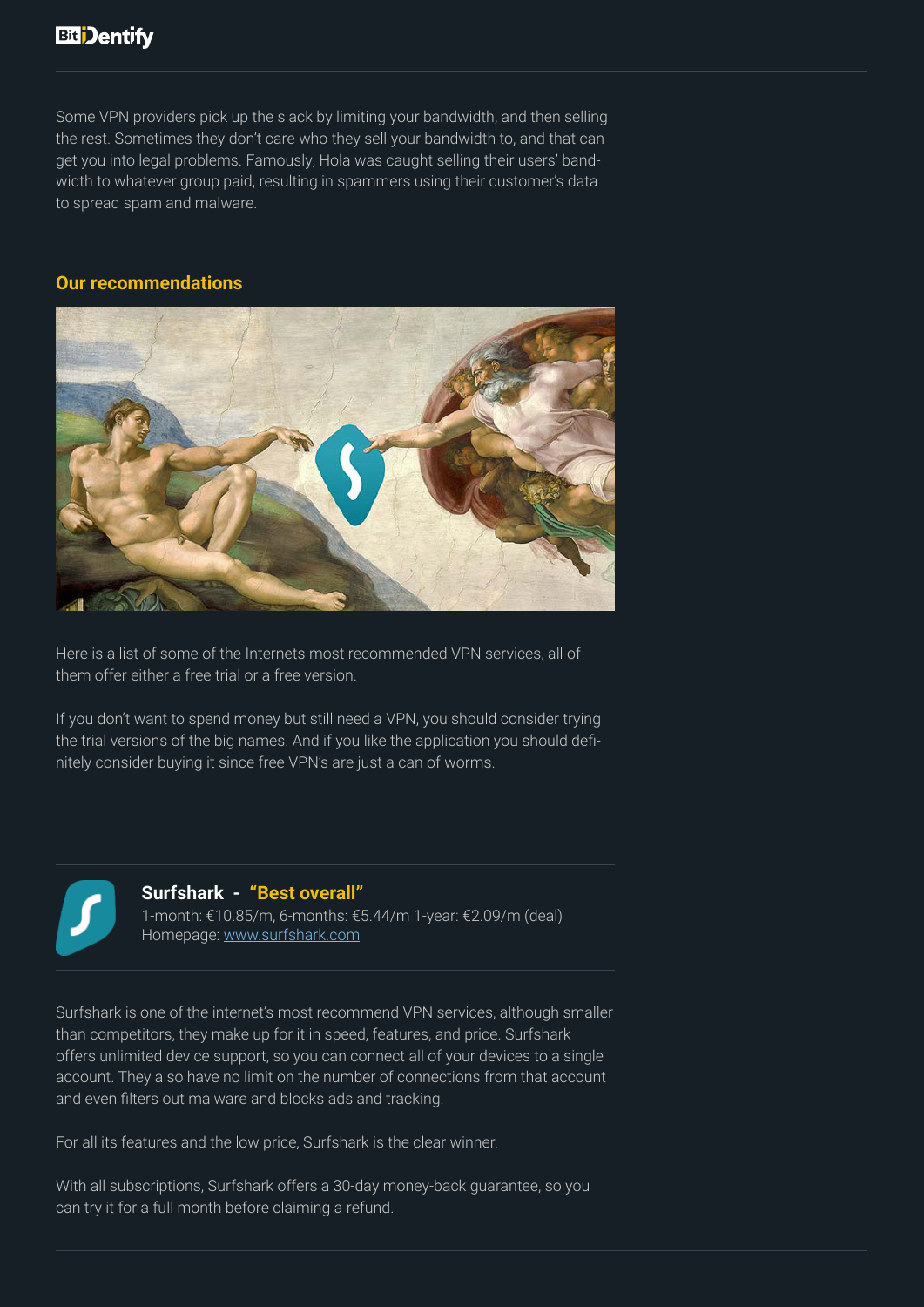Some VPN providers pick up the slack by limiting your bandwidth, and then selling the rest. Sometimes they don't care who they sell your bandwidth to, and that can get you into legal problems. Famously, Hola was caught selling their users' bandwidth to whatever group paid, resulting in spammers using their customer's data to spread spam and malware.

## Our recommendations

Here is a list of some of the Internets most recommended VPN services, all of them offer either a free trial or a free version.

If you don't want to spend money but still need a VPN, you should consider trying the trial versions of the big names. And if you like the application you should definitely consider buying it since free VPN's are just a can of worms.

### Surfshark - "Best overall"

1-month: €10.85/m, 6-months: €5.44/m 1-year: €2.09/m (deal)
Homepage: [www.surfshark.com](http://www.surfshark.com)

Surfshark is one of the internet's most recommend VPN services, although smaller than competitors, they make up for it in speed, features, and price. Surfshark offers unlimited device support, so you can connect all of your devices to a single account. They also have no limit on the number of connections from that account and even filters out malware and blocks ads and tracking.

For all its features and the low price, Surfshark is the clear winner.

With all subscriptions, Surfshark offers a 30-day money-back guarantee, so you can try it for a full month before claiming a refund.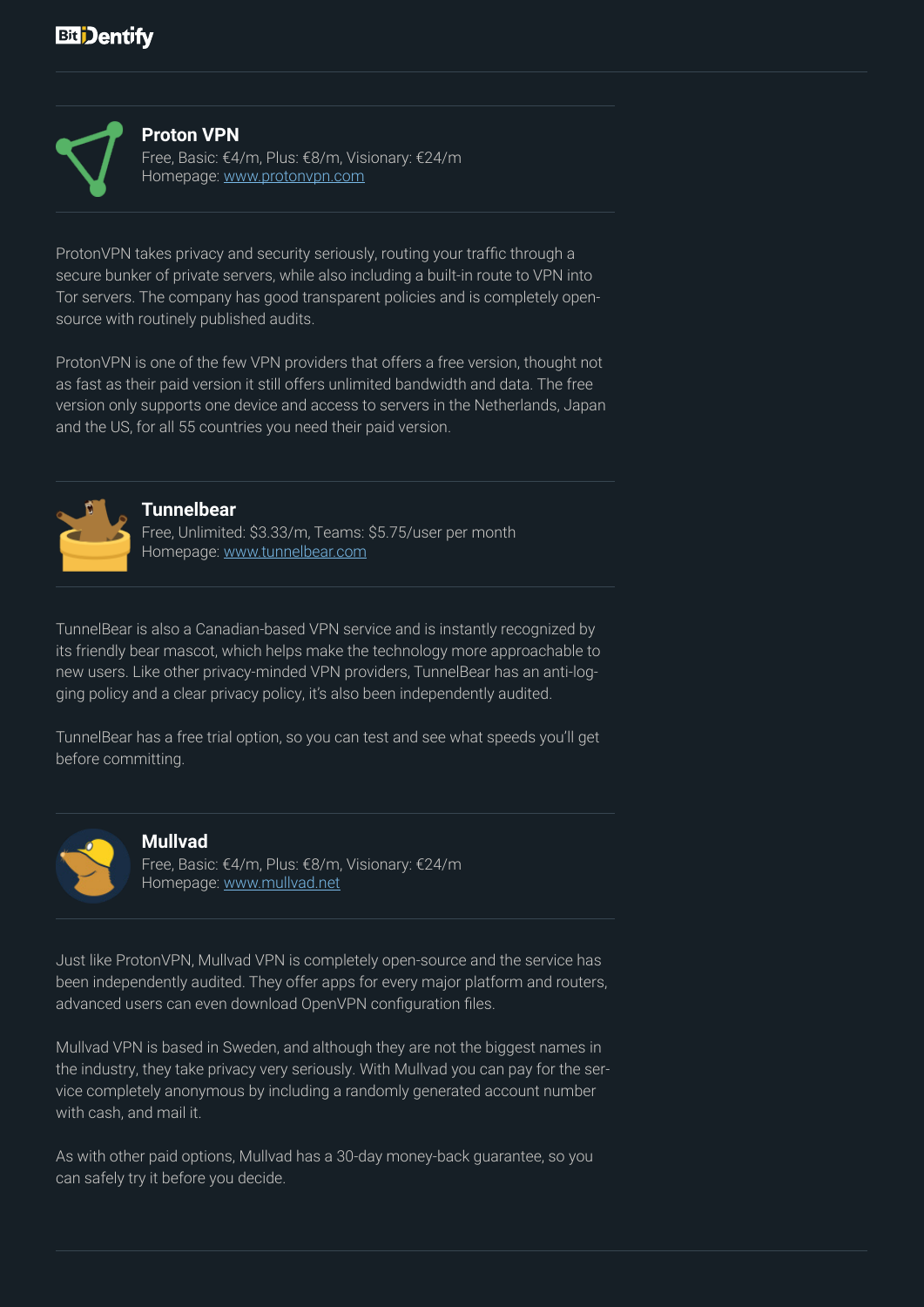### Proton VPN

Free, Basic: €4/m, Plus: €8/m, Visionary: €24/m
Homepage: [www.protonvpn.com](http://www.protonvpn.com)

ProtonVPN takes privacy and security seriously, routing your traffic through a secure bunker of private servers, while also including a built-in route to VPN into Tor servers. The company has good transparent policies and is completely open-source with routinely published audits.

ProtonVPN is one of the few VPN providers that offers a free version, thought not as fast as their paid version it still offers unlimited bandwidth and data. The free version only supports one device and access to servers in the Netherlands, Japan and the US, for all 55 countries you need their paid version.

### Tunnelbear

Free, Unlimited: $3.33/m, Teams: $5.75/user per month
Homepage: [www.tunnelbear.com](http://www.tunnelbear.com)

TunnelBear is also a Canadian-based VPN service and is instantly recognized by its friendly bear mascot, which helps make the technology more approachable to new users. Like other privacy-minded VPN providers, TunnelBear has an anti-logging policy and a clear privacy policy, it's also been independently audited.

TunnelBear has a free trial option, so you can test and see what speeds you'll get before committing.

### Mullvad

Free, Basic: €4/m, Plus: €8/m, Visionary: €24/m
Homepage: [www.mullvad.net](http://www.mullvad.net)

Just like ProtonVPN, Mullvad VPN is completely open-source and the service has been independently audited. They offer apps for every major platform and routers, advanced users can even download OpenVPN configuration files.

Mullvad VPN is based in Sweden, and although they are not the biggest names in the industry, they take privacy very seriously. With Mullvad you can pay for the service completely anonymous by including a randomly generated account number with cash, and mail it.

As with other paid options, Mullvad has a 30-day money-back guarantee, so you can safely try it before you decide.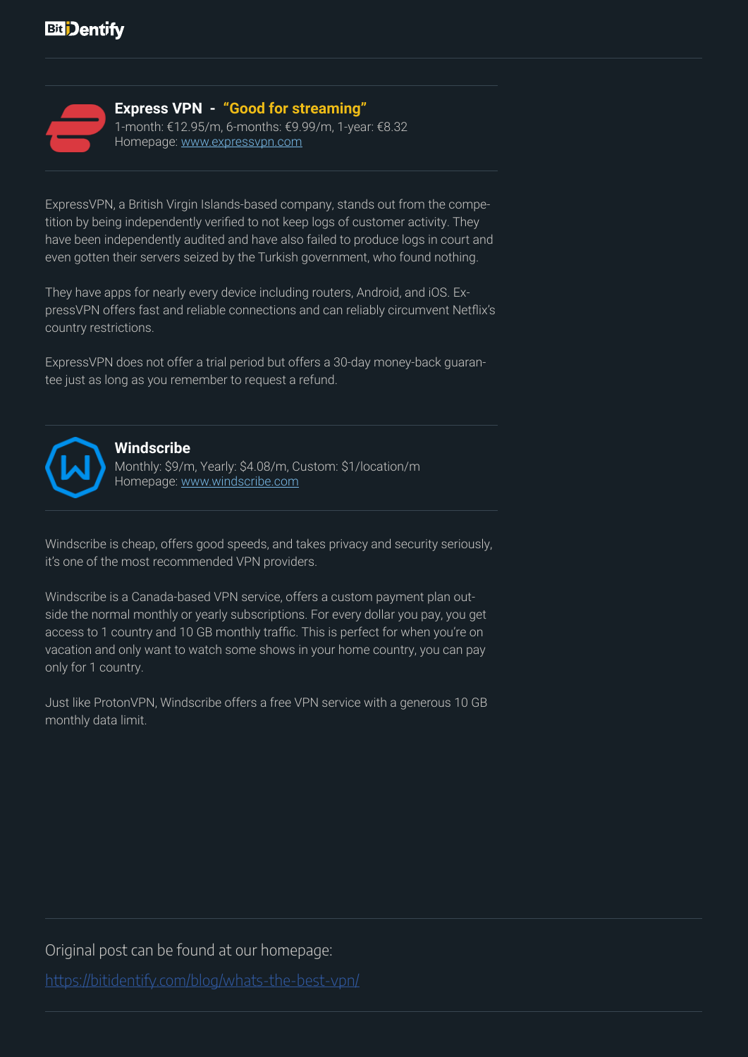### Express VPN - "Good for streaming"

1-month: €12.95/m, 6-months: €9.99/m, 1-year: €8.32
Homepage: www.expressvpn.com

ExpressVPN, a British Virgin Islands-based company, stands out from the competition by being independently verified to not keep logs of customer activity. They have been independently audited and have also failed to produce logs in court and even gotten their servers seized by the Turkish government, who found nothing.

They have apps for nearly every device including routers, Android, and iOS. ExpressVPN offers fast and reliable connections and can reliably circumvent Netflix's country restrictions.

ExpressVPN does not offer a trial period but offers a 30-day money-back guarantee just as long as you remember to request a refund.

### Windscribe

Monthly: $9/m, Yearly: $4.08/m, Custom: $1/location/m
Homepage: www.windscribe.com

Windscribe is cheap, offers good speeds, and takes privacy and security seriously, it's one of the most recommended VPN providers.

Windscribe is a Canada-based VPN service, offers a custom payment plan outside the normal monthly or yearly subscriptions. For every dollar you pay, you get access to 1 country and 10 GB monthly traffic. This is perfect for when you're on vacation and only want to watch some shows in your home country, you can pay only for 1 country.

Just like ProtonVPN, Windscribe offers a free VPN service with a generous 10 GB monthly data limit.

Original post can be found at our homepage:

https://bitidentify.com/blog/whats-the-best-vpn/